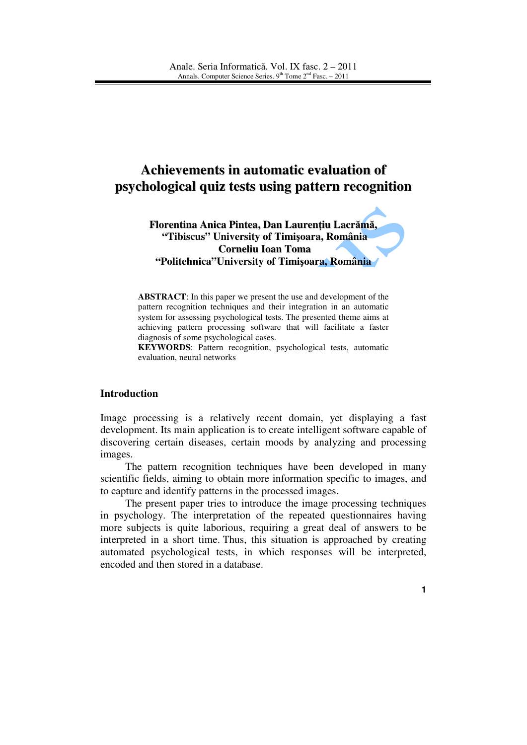# Achievements in automatic evaluation of psychological quiz tests using pattern recognition

**Florentina Anica Pintea, Dan Laurențiu Lacrămă,**
**"Tibiscus" University of Timişoara, România**
**Corneliu Ioan Toma**
**"Politehnica"University of Timişoara, România**

**ABSTRACT**: In this paper we present the use and development of the pattern recognition techniques and their integration in an automatic system for assessing psychological tests. The presented theme aims at achieving pattern processing software that will facilitate a faster diagnosis of some psychological cases.

**KEYWORDS**: Pattern recognition, psychological tests, automatic evaluation, neural networks

## Introduction

Image processing is a relatively recent domain, yet displaying a fast development. Its main application is to create intelligent software capable of discovering certain diseases, certain moods by analyzing and processing images.

The pattern recognition techniques have been developed in many scientific fields, aiming to obtain more information specific to images, and to capture and identify patterns in the processed images.

The present paper tries to introduce the image processing techniques in psychology. The interpretation of the repeated questionnaires having more subjects is quite laborious, requiring a great deal of answers to be interpreted in a short time. Thus, this situation is approached by creating automated psychological tests, in which responses will be interpreted, encoded and then stored in a database.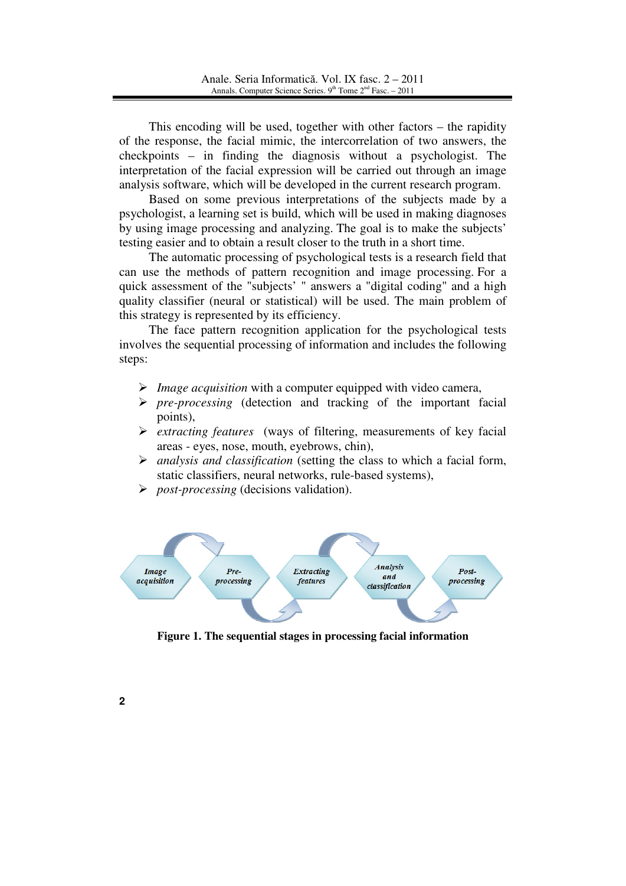This encoding will be used, together with other factors – the rapidity of the response, the facial mimic, the intercorrelation of two answers, the checkpoints – in finding the diagnosis without a psychologist. The interpretation of the facial expression will be carried out through an image analysis software, which will be developed in the current research program.

Based on some previous interpretations of the subjects made by a psychologist, a learning set is build, which will be used in making diagnoses by using image processing and analyzing. The goal is to make the subjects' testing easier and to obtain a result closer to the truth in a short time.

The automatic processing of psychological tests is a research field that can use the methods of pattern recognition and image processing. For a quick assessment of the "subjects' " answers a "digital coding" and a high quality classifier (neural or statistical) will be used. The main problem of this strategy is represented by its efficiency.

The face pattern recognition application for the psychological tests involves the sequential processing of information and includes the following steps:

- *Image acquisition* with a computer equipped with video camera,
- *pre-processing* (detection and tracking of the important facial points),
- *extracting features* (ways of filtering, measurements of key facial areas - eyes, nose, mouth, eyebrows, chin),
- *analysis and classification* (setting the class to which a facial form, static classifiers, neural networks, rule-based systems),
- *post-processing* (decisions validation).

*Image acquisition* → *Pre-processing* → *Extracting features* → *Analysis and classification* → *Post-processing*

**Figure 1. The sequential stages in processing facial information**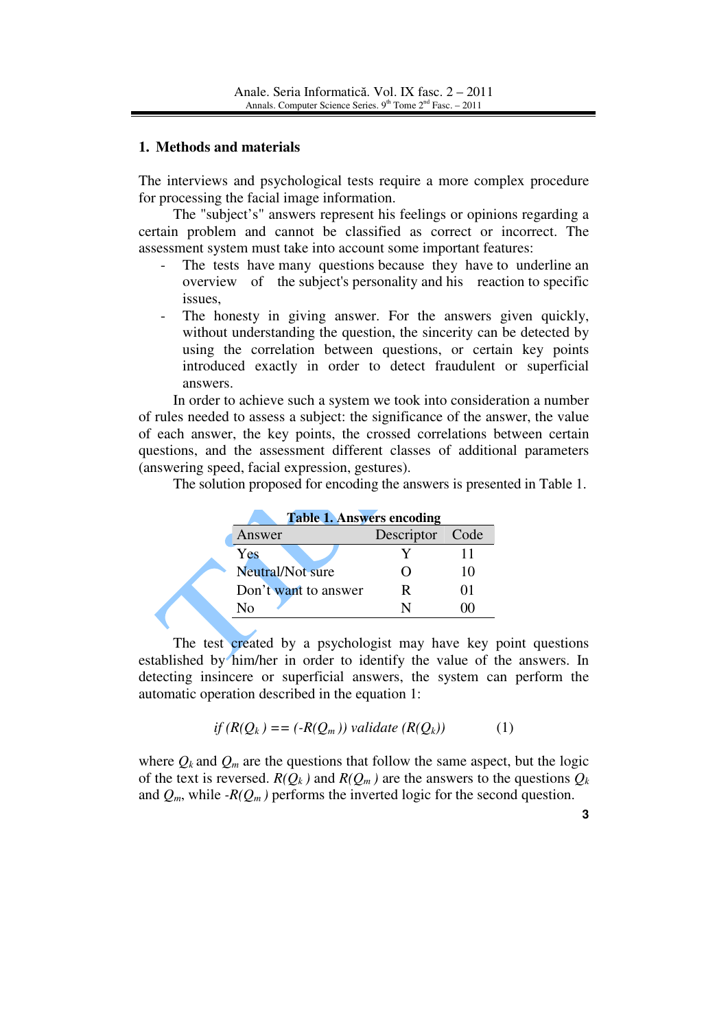## 1. Methods and materials

The interviews and psychological tests require a more complex procedure for processing the facial image information.

The "subject's" answers represent his feelings or opinions regarding a certain problem and cannot be classified as correct or incorrect. The assessment system must take into account some important features:

- The tests have many questions because they have to underline an overview of the subject's personality and his reaction to specific issues,
- The honesty in giving answer. For the answers given quickly, without understanding the question, the sincerity can be detected by using the correlation between questions, or certain key points introduced exactly in order to detect fraudulent or superficial answers.

In order to achieve such a system we took into consideration a number of rules needed to assess a subject: the significance of the answer, the value of each answer, the key points, the crossed correlations between certain questions, and the assessment different classes of additional parameters (answering speed, facial expression, gestures).

The solution proposed for encoding the answers is presented in Table 1.

**Table 1. Answers encoding**

| Answer | Descriptor | Code |
|---|---|---|
| Yes | Y | 11 |
| Neutral/Not sure | O | 10 |
| Don't want to answer | R | 01 |
| No | N | 00 |

The test created by a psychologist may have key point questions established by him/her in order to identify the value of the answers. In detecting insincere or superficial answers, the system can perform the automatic operation described in the equation 1:

$$if\ (R(Q_k) == (-R(Q_m))\ validate\ (R(Q_k)) \qquad (1)$$

where $Q_k$ and $Q_m$ are the questions that follow the same aspect, but the logic of the text is reversed. $R(Q_k)$ and $R(Q_m)$ are the answers to the questions $Q_k$ and $Q_m$, while $-R(Q_m)$ performs the inverted logic for the second question.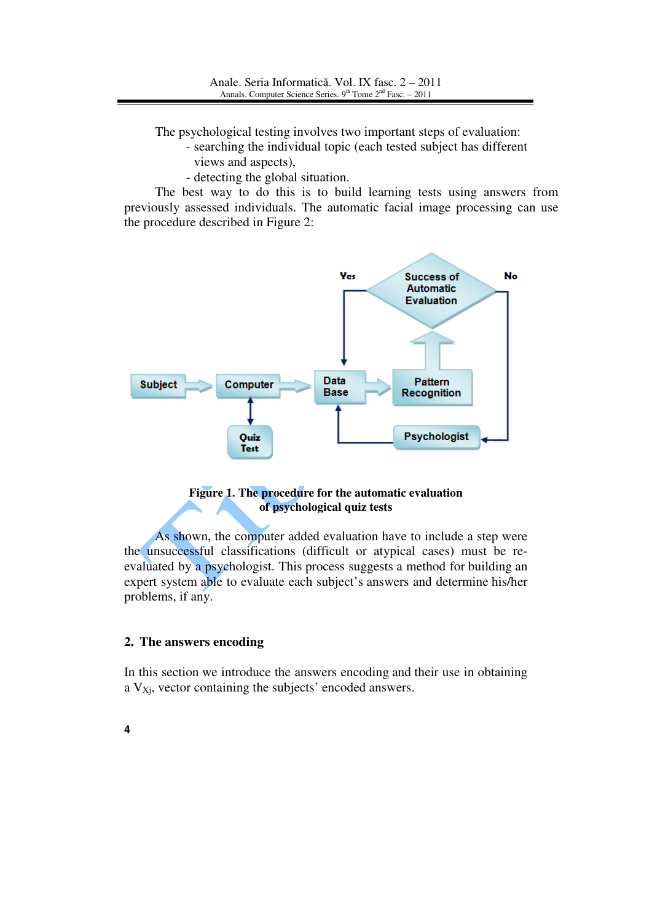The psychological testing involves two important steps of evaluation:

- searching the individual topic (each tested subject has different views and aspects),
- detecting the global situation.

The best way to do this is to build learning tests using answers from previously assessed individuals. The automatic facial image processing can use the procedure described in Figure 2:

**Figure 1. The procedure for the automatic evaluation of psychological quiz tests**

As shown, the computer added evaluation have to include a step were the unsuccessful classifications (difficult or atypical cases) must be re-evaluated by a psychologist. This process suggests a method for building an expert system able to evaluate each subject's answers and determine his/her problems, if any.

## 2. The answers encoding

In this section we introduce the answers encoding and their use in obtaining a $V_{Xj}$, vector containing the subjects' encoded answers.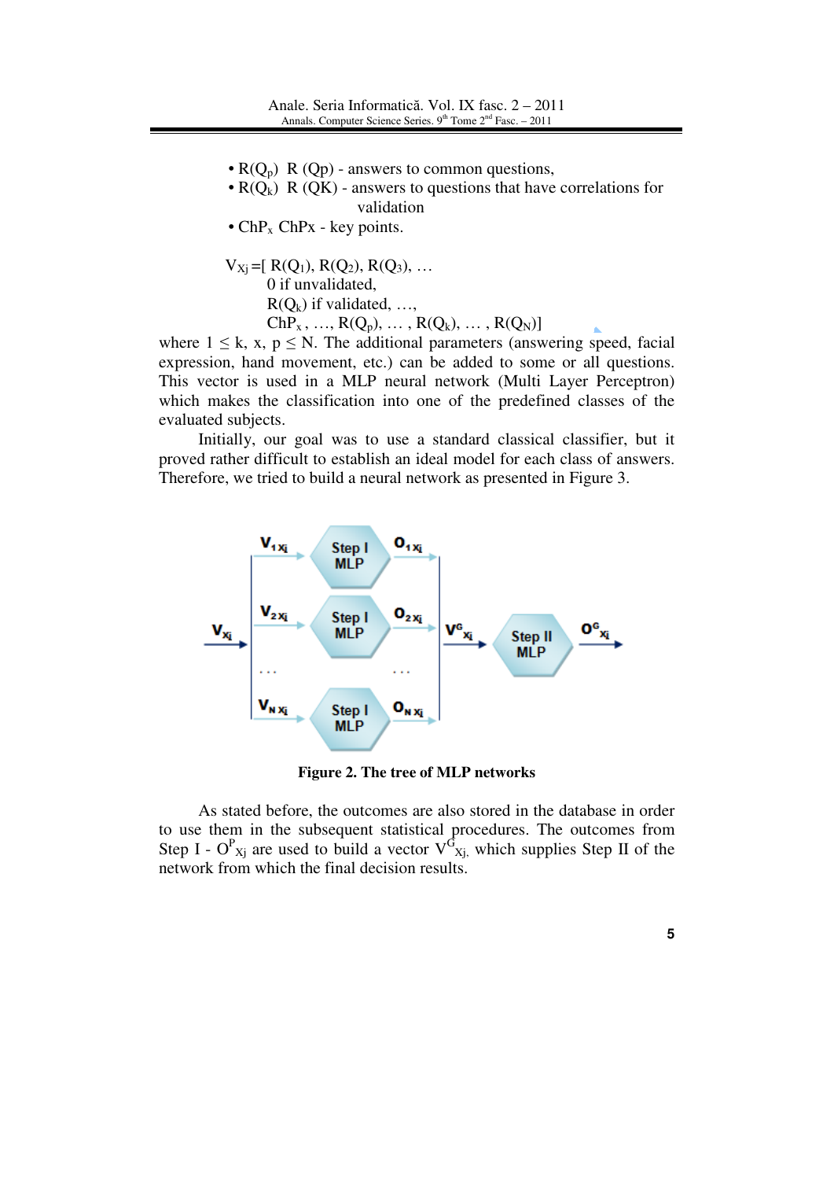- $R(Q_p)$ R (Qp) - answers to common questions,
- $R(Q_k)$ R (QK) - answers to questions that have correlations for validation
- $ChP_x$ ChPx - key points.

$V_{Xj}$ =[ $R(Q_1)$, $R(Q_2)$, $R(Q_3)$, …
0 if unvalidated,
$R(Q_k)$ if validated, …,
$ChP_x$ , …, $R(Q_p)$, … , $R(Q_k)$, … , $R(Q_N)$]

where $1 \leq k, x, p \leq N$. The additional parameters (answering speed, facial expression, hand movement, etc.) can be added to some or all questions. This vector is used in a MLP neural network (Multi Layer Perceptron) which makes the classification into one of the predefined classes of the evaluated subjects.

Initially, our goal was to use a standard classical classifier, but it proved rather difficult to establish an ideal model for each class of answers. Therefore, we tried to build a neural network as presented in Figure 3.

**Figure 2. The tree of MLP networks**

As stated before, the outcomes are also stored in the database in order to use them in the subsequent statistical procedures. The outcomes from Step I - $O^P_{Xj}$ are used to build a vector $V^G_{Xj}$, which supplies Step II of the network from which the final decision results.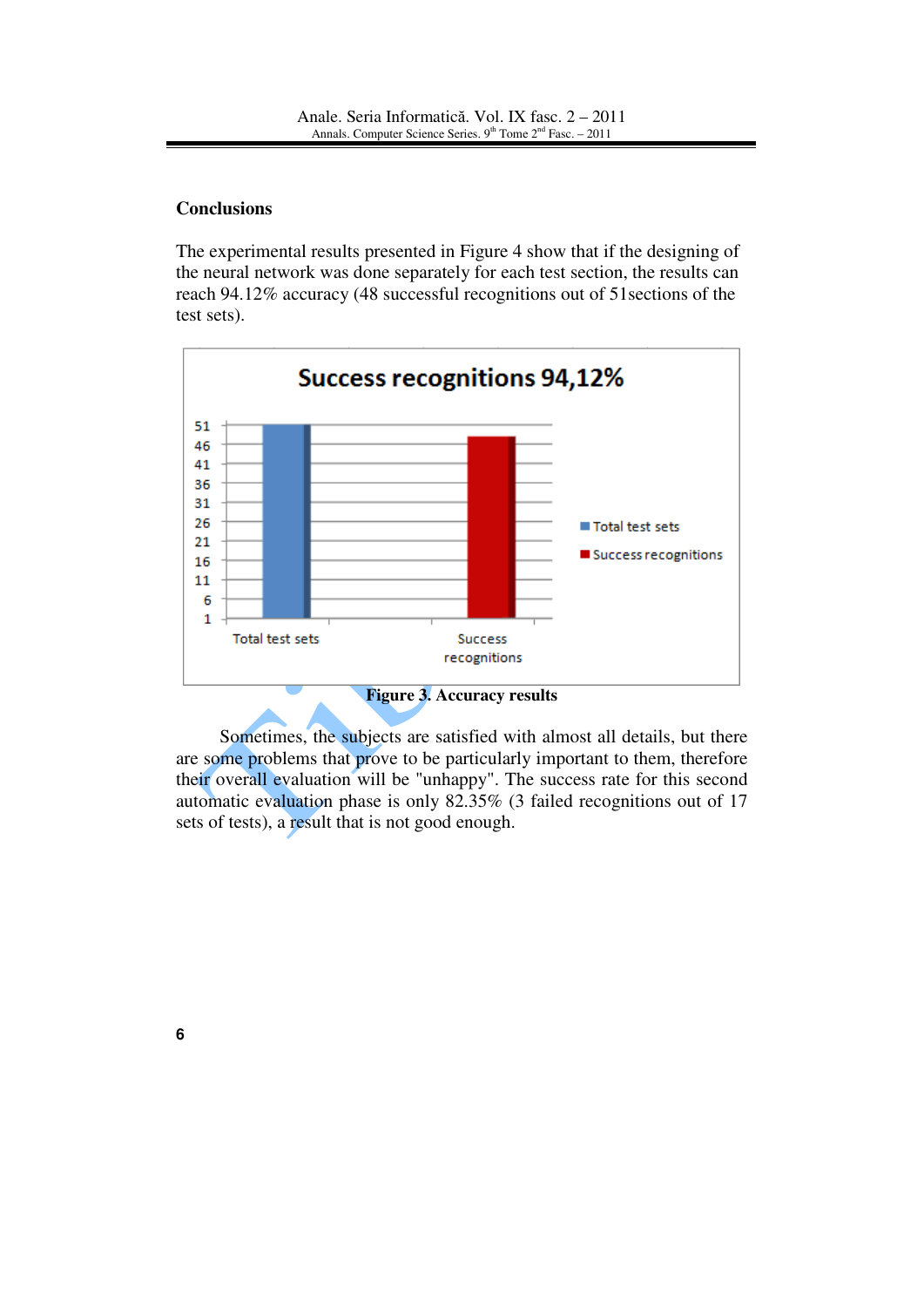## Conclusions

The experimental results presented in Figure 4 show that if the designing of the neural network was done separately for each test section, the results can reach 94.12% accuracy (48 successful recognitions out of 51sections of the test sets).

**Figure 3. Accuracy results**

Sometimes, the subjects are satisfied with almost all details, but there are some problems that prove to be particularly important to them, therefore their overall evaluation will be "unhappy". The success rate for this second automatic evaluation phase is only 82.35% (3 failed recognitions out of 17 sets of tests), a result that is not good enough.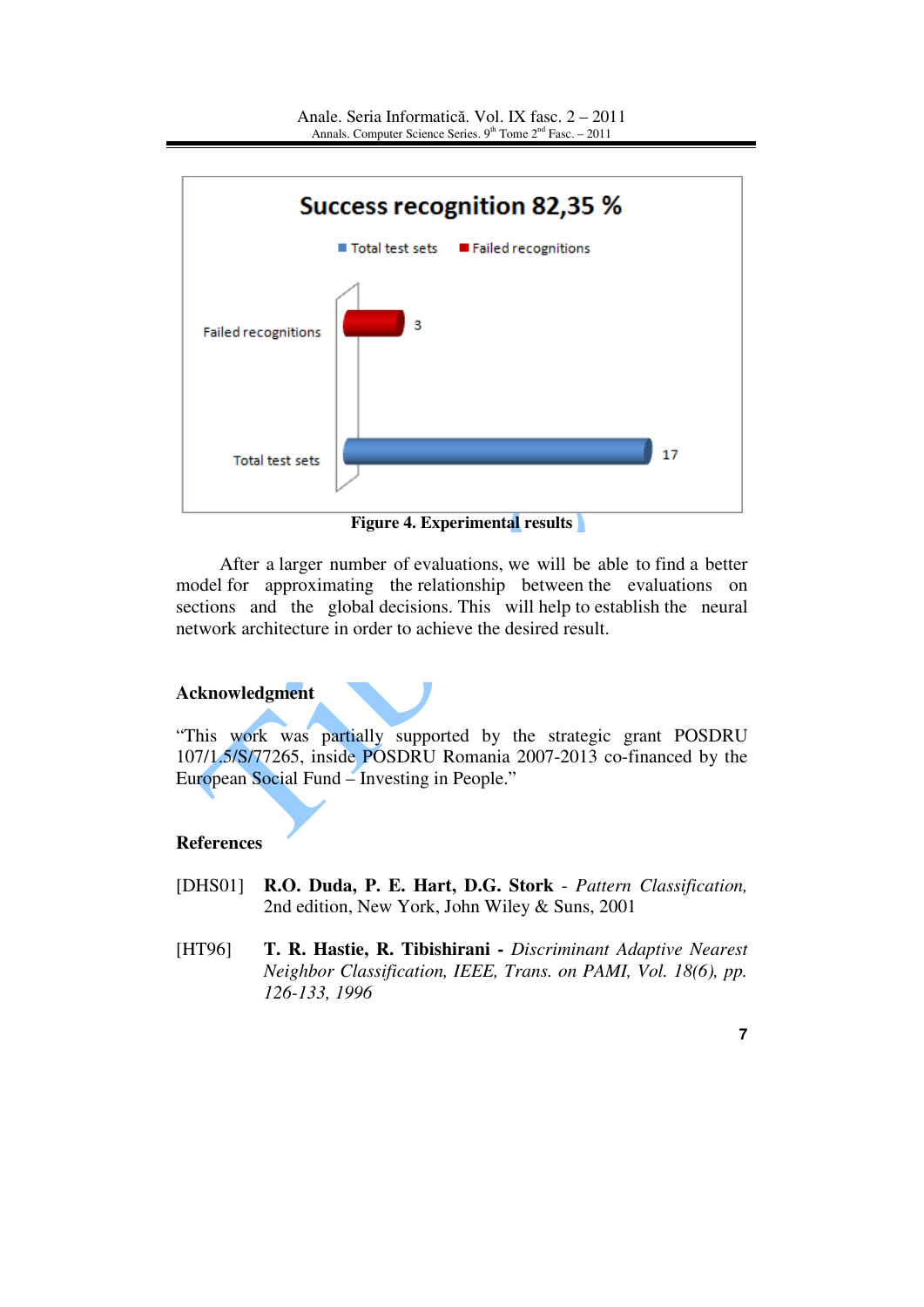Success recognition 82,35 %

Total test sets | Failed recognitions

Failed recognitions: 3

Total test sets: 17

**Figure 4. Experimental results**

After a larger number of evaluations, we will be able to find a better model for approximating the relationship between the evaluations on sections and the global decisions. This will help to establish the neural network architecture in order to achieve the desired result.

## Acknowledgment

"This work was partially supported by the strategic grant POSDRU 107/1.5/S/77265, inside POSDRU Romania 2007-2013 co-financed by the European Social Fund – Investing in People."

## References

[DHS01] **R.O. Duda, P. E. Hart, D.G. Stork** - *Pattern Classification,* 2nd edition, New York, John Wiley & Suns, 2001

[HT96] **T. R. Hastie, R. Tibishirani -** *Discriminant Adaptive Nearest Neighbor Classification, IEEE, Trans. on PAMI, Vol. 18(6), pp. 126-133, 1996*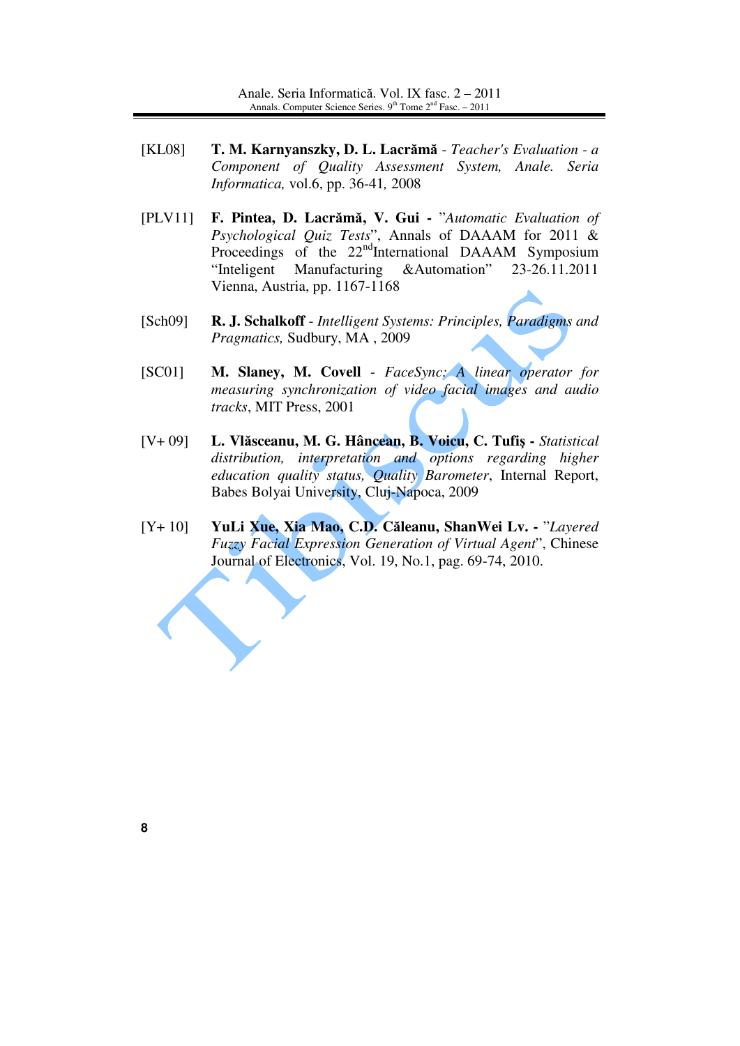[KL08] **T. M. Karnyanszky, D. L. Lacrămă** - *Teacher's Evaluation - a Component of Quality Assessment System, Anale. Seria Informatica,* vol.6, pp. 36-41*,* 2008

[PLV11] **F. Pintea, D. Lacrămă, V. Gui -** "*Automatic Evaluation of Psychological Quiz Tests*", Annals of DAAAM for 2011 & Proceedings of the 22nd International DAAAM Symposium "Inteligent Manufacturing &Automation" 23-26.11.2011 Vienna, Austria, pp. 1167-1168

[Sch09] **R. J. Schalkoff** - *Intelligent Systems: Principles, Paradigms and Pragmatics,* Sudbury, MA , 2009

[SC01] **M. Slaney, M. Covell** - *FaceSync: A linear operator for measuring synchronization of video facial images and audio tracks*, MIT Press, 2001

[V+ 09] **L. Vlăsceanu, M. G. Hâncean, B. Voicu, C. Tufiş -** *Statistical distribution, interpretation and options regarding higher education quality status, Quality Barometer*, Internal Report, Babes Bolyai University, Cluj-Napoca, 2009

[Y+ 10] **YuLi Xue, Xia Mao, C.D. Căleanu, ShanWei Lv. -** "*Layered Fuzzy Facial Expression Generation of Virtual Agent*", Chinese Journal of Electronics, Vol. 19, No.1, pag. 69-74, 2010.